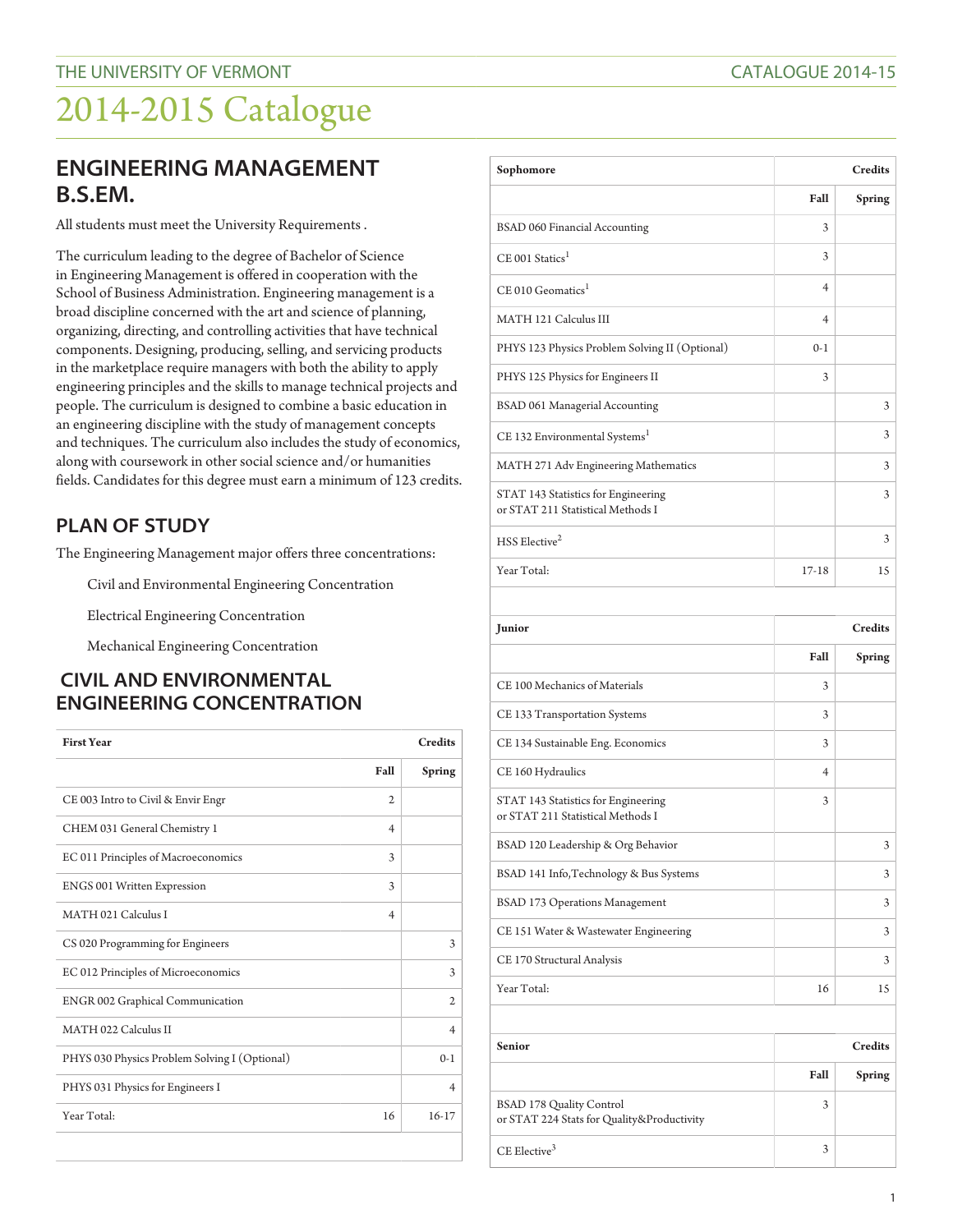# 2014-2015 Catalogue

## ENGINEERING MANAGEMENT B.S.EM.

All students must meet the University Requirements .

The curriculum leading to the degree of Bachelor of Science in Engineering Management is offered in cooperation with the School of Business Administration. Engineering management is a broad discipline concerned with the art and science of planning, organizing, directing, and controlling activities that have technical components. Designing, producing, selling, and servicing products in the marketplace require managers with both the ability to apply engineering principles and the skills to manage technical projects and people. The curriculum is designed to combine a basic education in an engineering discipline with the study of management concepts and techniques. The curriculum also includes the study of economics, along with coursework in other social science and/or humanities fields. Candidates for this degree must earn a minimum of 123 credits.

## PLAN OF STUDY

The Engineering Management major offers three concentrations:

- Civil and Environmental Engineering Concentration
- Electrical Engineering Concentration
- Mechanical Engineering Concentration

## CIVIL AND ENVIRONMENTAL ENGINEERING CONCENTRATION

| First Year | Credits | |
|---|---|---|
| | Fall | Spring |
| CE 003 Intro to Civil & Envir Engr | 2 | |
| CHEM 031 General Chemistry 1 | 4 | |
| EC 011 Principles of Macroeconomics | 3 | |
| ENGS 001 Written Expression | 3 | |
| MATH 021 Calculus I | 4 | |
| CS 020 Programming for Engineers | | 3 |
| EC 012 Principles of Microeconomics | | 3 |
| ENGR 002 Graphical Communication | | 2 |
| MATH 022 Calculus II | | 4 |
| PHYS 030 Physics Problem Solving I (Optional) | | 0-1 |
| PHYS 031 Physics for Engineers I | | 4 |
| Year Total: | 16 | 16-17 |

| Sophomore | Credits | |
|---|---|---|
| | Fall | Spring |
| BSAD 060 Financial Accounting | 3 | |
| CE 001 Statics[1] | 3 | |
| CE 010 Geomatics[1] | 4 | |
| MATH 121 Calculus III | 4 | |
| PHYS 123 Physics Problem Solving II (Optional) | 0-1 | |
| PHYS 125 Physics for Engineers II | 3 | |
| BSAD 061 Managerial Accounting | | 3 |
| CE 132 Environmental Systems[1] | | 3 |
| MATH 271 Adv Engineering Mathematics | | 3 |
| STAT 143 Statistics for Engineering or STAT 211 Statistical Methods I | | 3 |
| HSS Elective[2] | | 3 |
| Year Total: | 17-18 | 15 |

| Junior | Credits | |
|---|---|---|
| | Fall | Spring |
| CE 100 Mechanics of Materials | 3 | |
| CE 133 Transportation Systems | 3 | |
| CE 134 Sustainable Eng. Economics | 3 | |
| CE 160 Hydraulics | 4 | |
| STAT 143 Statistics for Engineering or STAT 211 Statistical Methods I | 3 | |
| BSAD 120 Leadership & Org Behavior | | 3 |
| BSAD 141 Info,Technology & Bus Systems | | 3 |
| BSAD 173 Operations Management | | 3 |
| CE 151 Water & Wastewater Engineering | | 3 |
| CE 170 Structural Analysis | | 3 |
| Year Total: | 16 | 15 |

| Senior | Credits | |
|---|---|---|
| | Fall | Spring |
| BSAD 178 Quality Control or STAT 224 Stats for Quality&Productivity | 3 | |
| CE Elective[3] | 3 | |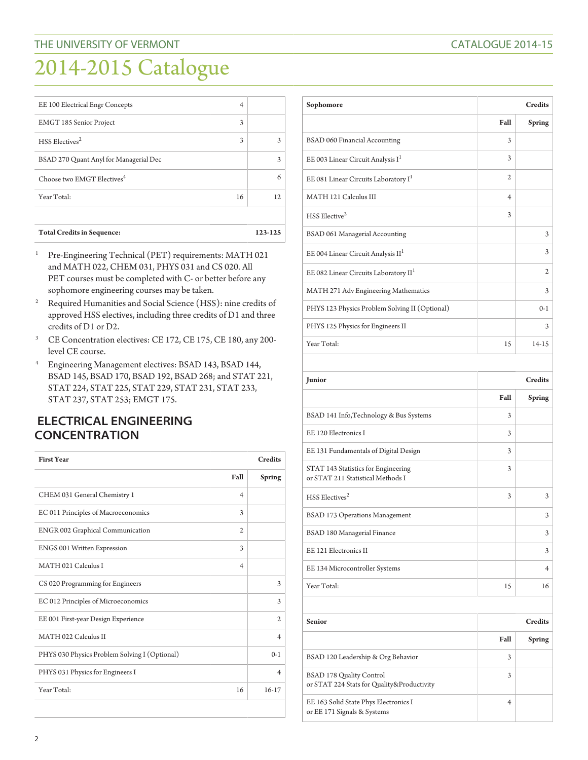| | | |
|---|---|---|
| EE 100 Electrical Engr Concepts | 4 | |
| EMGT 185 Senior Project | 3 | |
| HSS Electives[2] | 3 | 3 |
| BSAD 270 Quant Anyl for Managerial Dec | | 3 |
| Choose two EMGT Electives[4] | | 6 |
| Year Total: | 16 | 12 |
| | | |
| **Total Credits in Sequence:** | | **123-125** |

1. Pre-Engineering Technical (PET) requirements: MATH 021 and MATH 022, CHEM 031, PHYS 031 and CS 020. All PET courses must be completed with C- or better before any sophomore engineering courses may be taken.
2. Required Humanities and Social Science (HSS): nine credits of approved HSS electives, including three credits of D1 and three credits of D1 or D2.
3. CE Concentration electives: CE 172, CE 175, CE 180, any 200-level CE course.
4. Engineering Management electives: BSAD 143, BSAD 144, BSAD 145, BSAD 170, BSAD 192, BSAD 268; and STAT 221, STAT 224, STAT 225, STAT 229, STAT 231, STAT 233, STAT 237, STAT 253; EMGT 175.

## ELECTRICAL ENGINEERING CONCENTRATION

| **First Year** | **Credits** | |
|---|---|---|
| | **Fall** | **Spring** |
| CHEM 031 General Chemistry 1 | 4 | |
| EC 011 Principles of Macroeconomics | 3 | |
| ENGR 002 Graphical Communication | 2 | |
| ENGS 001 Written Expression | 3 | |
| MATH 021 Calculus I | 4 | |
| CS 020 Programming for Engineers | | 3 |
| EC 012 Principles of Microeconomics | | 3 |
| EE 001 First-year Design Experience | | 2 |
| MATH 022 Calculus II | | 4 |
| PHYS 030 Physics Problem Solving I (Optional) | | 0-1 |
| PHYS 031 Physics for Engineers I | | 4 |
| Year Total: | 16 | 16-17 |

| **Sophomore** | **Credits** | |
|---|---|---|
| | **Fall** | **Spring** |
| BSAD 060 Financial Accounting | 3 | |
| EE 003 Linear Circuit Analysis I[1] | 3 | |
| EE 081 Linear Circuits Laboratory I[1] | 2 | |
| MATH 121 Calculus III | 4 | |
| HSS Elective[2] | 3 | |
| BSAD 061 Managerial Accounting | | 3 |
| EE 004 Linear Circuit Analysis II[1] | | 3 |
| EE 082 Linear Circuits Laboratory II[1] | | 2 |
| MATH 271 Adv Engineering Mathematics | | 3 |
| PHYS 123 Physics Problem Solving II (Optional) | | 0-1 |
| PHYS 125 Physics for Engineers II | | 3 |
| Year Total: | 15 | 14-15 |

| **Junior** | **Credits** | |
|---|---|---|
| | **Fall** | **Spring** |
| BSAD 141 Info,Technology & Bus Systems | 3 | |
| EE 120 Electronics I | 3 | |
| EE 131 Fundamentals of Digital Design | 3 | |
| STAT 143 Statistics for Engineering or STAT 211 Statistical Methods I | 3 | |
| HSS Electives[2] | 3 | 3 |
| BSAD 173 Operations Management | | 3 |
| BSAD 180 Managerial Finance | | 3 |
| EE 121 Electronics II | | 3 |
| EE 134 Microcontroller Systems | | 4 |
| Year Total: | 15 | 16 |

| **Senior** | **Credits** | |
|---|---|---|
| | **Fall** | **Spring** |
| BSAD 120 Leadership & Org Behavior | 3 | |
| BSAD 178 Quality Control or STAT 224 Stats for Quality&Productivity | 3 | |
| EE 163 Solid State Phys Electronics I or EE 171 Signals & Systems | 4 | |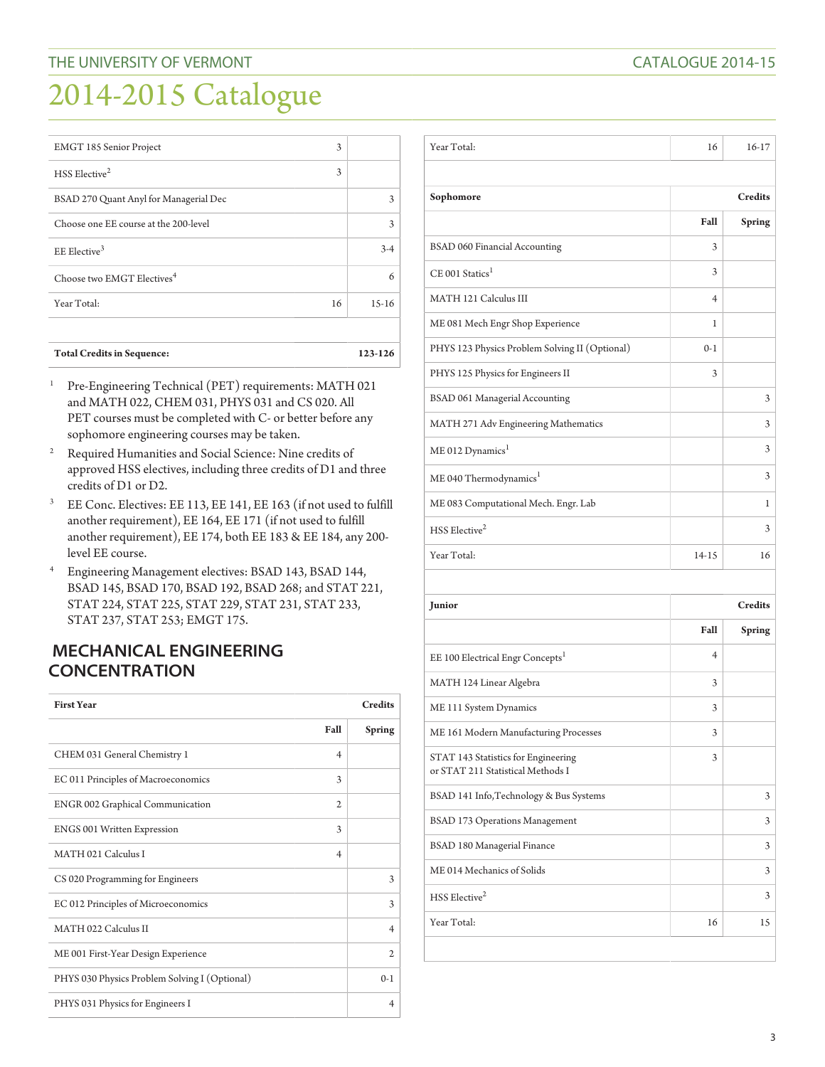| | | |
|---|---|---|
| EMGT 185 Senior Project | 3 | |
| HSS Elective[2] | 3 | |
| BSAD 270 Quant Anyl for Managerial Dec | | 3 |
| Choose one EE course at the 200-level | | 3 |
| EE Elective[3] | | 3-4 |
| Choose two EMGT Electives[4] | | 6 |
| Year Total: | 16 | 15-16 |
| | | |
| **Total Credits in Sequence:** | | **123-126** |

1. Pre-Engineering Technical (PET) requirements: MATH 021 and MATH 022, CHEM 031, PHYS 031 and CS 020. All PET courses must be completed with C- or better before any sophomore engineering courses may be taken.
2. Required Humanities and Social Science: Nine credits of approved HSS electives, including three credits of D1 and three credits of D1 or D2.
3. EE Conc. Electives: EE 113, EE 141, EE 163 (if not used to fulfill another requirement), EE 164, EE 171 (if not used to fulfill another requirement), EE 174, both EE 183 & EE 184, any 200-level EE course.
4. Engineering Management electives: BSAD 143, BSAD 144, BSAD 145, BSAD 170, BSAD 192, BSAD 268; and STAT 221, STAT 224, STAT 225, STAT 229, STAT 231, STAT 233, STAT 237, STAT 253; EMGT 175.

## MECHANICAL ENGINEERING CONCENTRATION

| **First Year** | **Credits** | |
|---|---|---|
| | **Fall** | **Spring** |
| CHEM 031 General Chemistry 1 | 4 | |
| EC 011 Principles of Macroeconomics | 3 | |
| ENGR 002 Graphical Communication | 2 | |
| ENGS 001 Written Expression | 3 | |
| MATH 021 Calculus I | 4 | |
| CS 020 Programming for Engineers | | 3 |
| EC 012 Principles of Microeconomics | | 3 |
| MATH 022 Calculus II | | 4 |
| ME 001 First-Year Design Experience | | 2 |
| PHYS 030 Physics Problem Solving I (Optional) | | 0-1 |
| PHYS 031 Physics for Engineers I | | 4 |
| Year Total: | 16 | 16-17 |

| **Sophomore** | **Credits** | |
|---|---|---|
| | **Fall** | **Spring** |
| BSAD 060 Financial Accounting | 3 | |
| CE 001 Statics[1] | 3 | |
| MATH 121 Calculus III | 4 | |
| ME 081 Mech Engr Shop Experience | 1 | |
| PHYS 123 Physics Problem Solving II (Optional) | 0-1 | |
| PHYS 125 Physics for Engineers II | 3 | |
| BSAD 061 Managerial Accounting | | 3 |
| MATH 271 Adv Engineering Mathematics | | 3 |
| ME 012 Dynamics[1] | | 3 |
| ME 040 Thermodynamics[1] | | 3 |
| ME 083 Computational Mech. Engr. Lab | | 1 |
| HSS Elective[2] | | 3 |
| Year Total: | 14-15 | 16 |

| **Junior** | **Credits** | |
|---|---|---|
| | **Fall** | **Spring** |
| EE 100 Electrical Engr Concepts[1] | 4 | |
| MATH 124 Linear Algebra | 3 | |
| ME 111 System Dynamics | 3 | |
| ME 161 Modern Manufacturing Processes | 3 | |
| STAT 143 Statistics for Engineering or STAT 211 Statistical Methods I | 3 | |
| BSAD 141 Info,Technology & Bus Systems | | 3 |
| BSAD 173 Operations Management | | 3 |
| BSAD 180 Managerial Finance | | 3 |
| ME 014 Mechanics of Solids | | 3 |
| HSS Elective[2] | | 3 |
| Year Total: | 16 | 15 |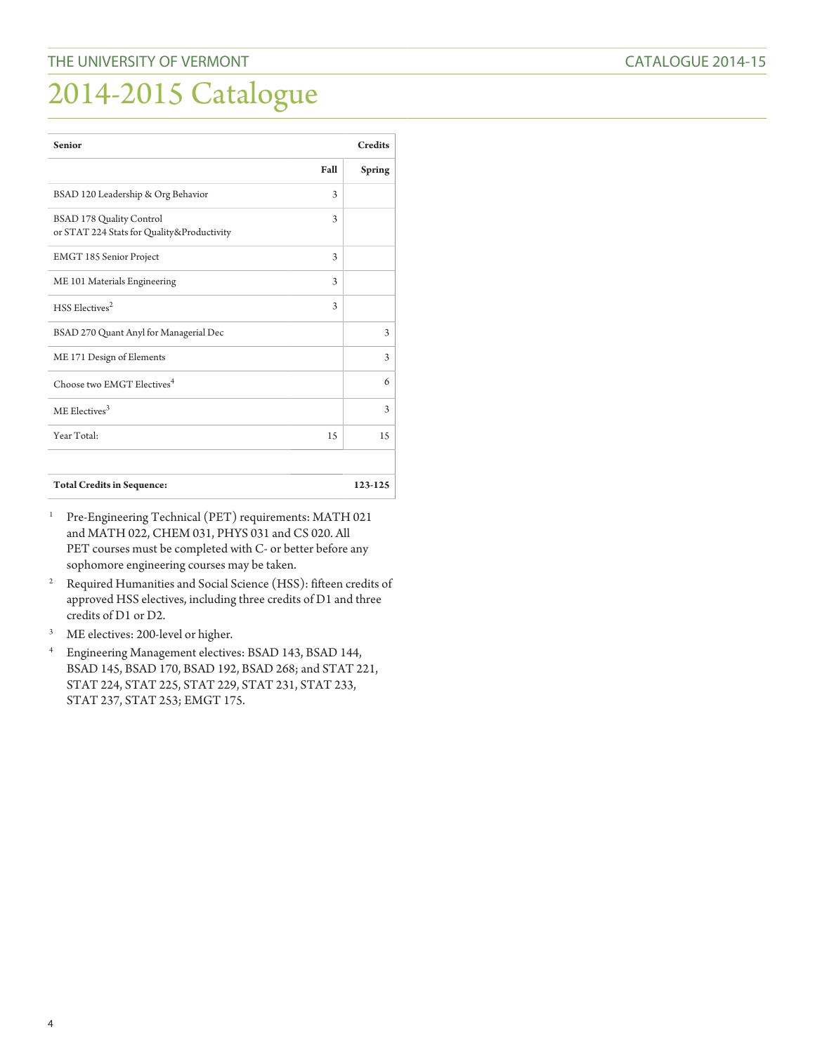# 2014-2015 Catalogue

| Senior | Credits | |
|---|---|---|
| | Fall | Spring |
| BSAD 120 Leadership & Org Behavior | 3 | |
| BSAD 178 Quality Control or STAT 224 Stats for Quality&Productivity | 3 | |
| EMGT 185 Senior Project | 3 | |
| ME 101 Materials Engineering | 3 | |
| HSS Electives[2] | 3 | |
| BSAD 270 Quant Anyl for Managerial Dec | | 3 |
| ME 171 Design of Elements | | 3 |
| Choose two EMGT Electives[4] | | 6 |
| ME Electives[3] | | 3 |
| Year Total: | 15 | 15 |
| | | |
| **Total Credits in Sequence:** | | **123-125** |

1. Pre-Engineering Technical (PET) requirements: MATH 021 and MATH 022, CHEM 031, PHYS 031 and CS 020. All PET courses must be completed with C- or better before any sophomore engineering courses may be taken.
2. Required Humanities and Social Science (HSS): fifteen credits of approved HSS electives, including three credits of D1 and three credits of D1 or D2.
3. ME electives: 200-level or higher.
4. Engineering Management electives: BSAD 143, BSAD 144, BSAD 145, BSAD 170, BSAD 192, BSAD 268; and STAT 221, STAT 224, STAT 225, STAT 229, STAT 231, STAT 233, STAT 237, STAT 253; EMGT 175.